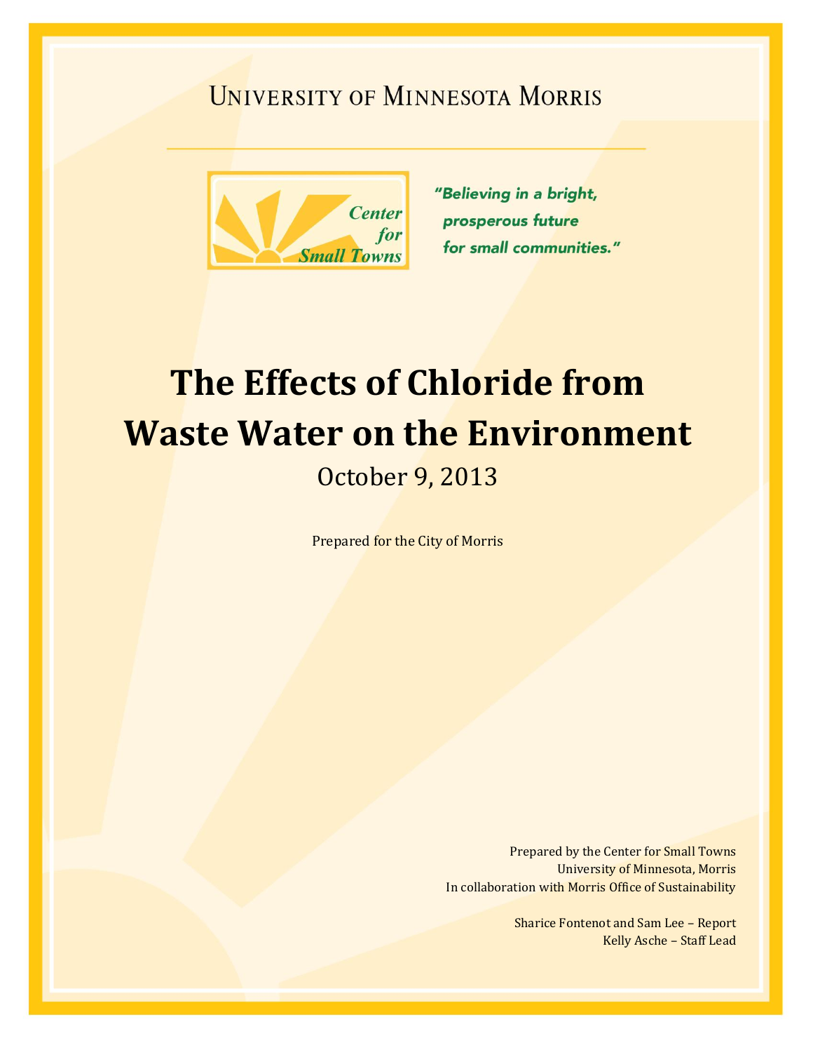University of Minnesota Morris

Center for Small Towns

*"Believing in a bright, prosperous future for small communities."*

# The Effects of Chloride from Waste Water on the Environment

October 9, 2013

Prepared for the City of Morris

Prepared by the Center for Small Towns
University of Minnesota, Morris
In collaboration with Morris Office of Sustainability

Sharice Fontenot and Sam Lee – Report
Kelly Asche – Staff Lead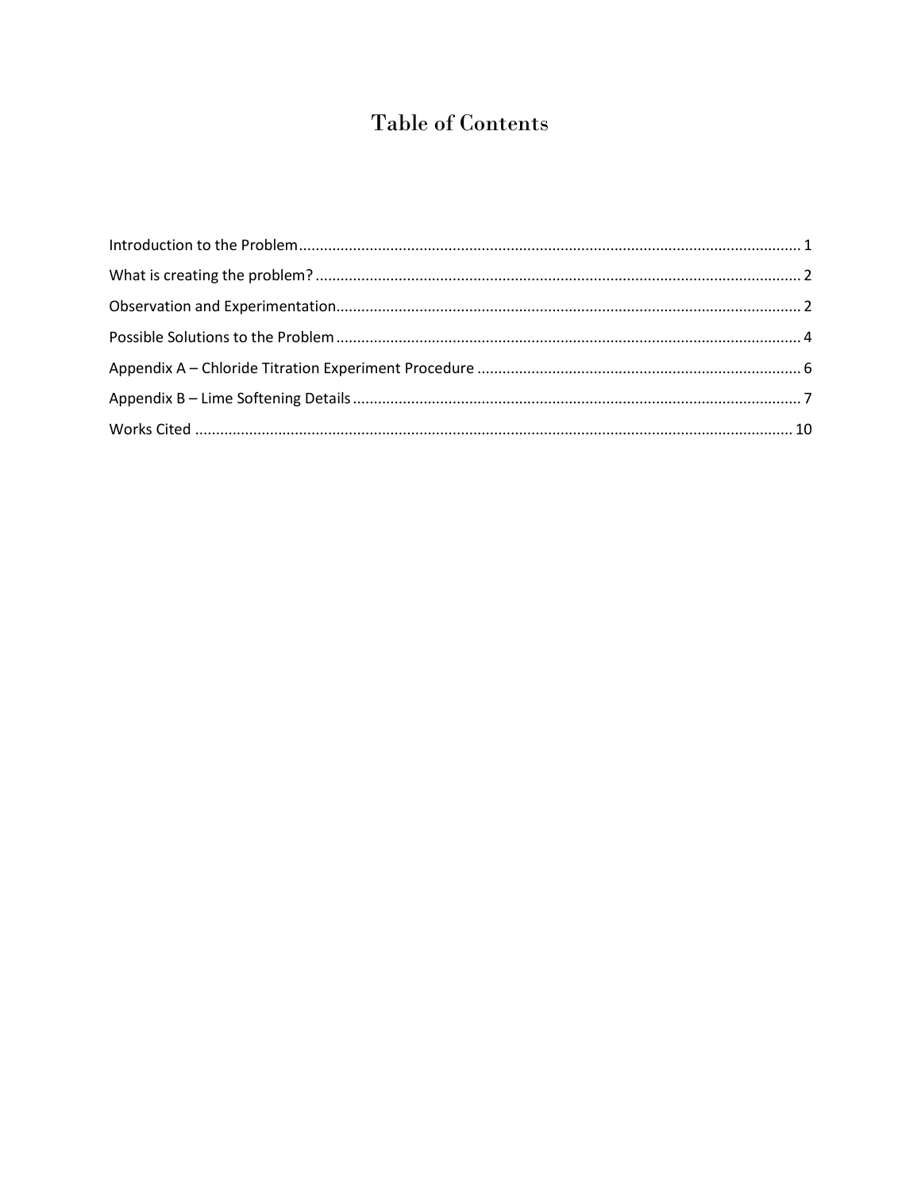# Table of Contents

Introduction to the Problem........................................................................................................................ 1

What is creating the problem? .................................................................................................................... 2

Observation and Experimentation............................................................................................................... 2

Possible Solutions to the Problem ............................................................................................................... 4

Appendix A – Chloride Titration Experiment Procedure ............................................................................. 6

Appendix B – Lime Softening Details ........................................................................................................... 7

Works Cited .............................................................................................................................................. 10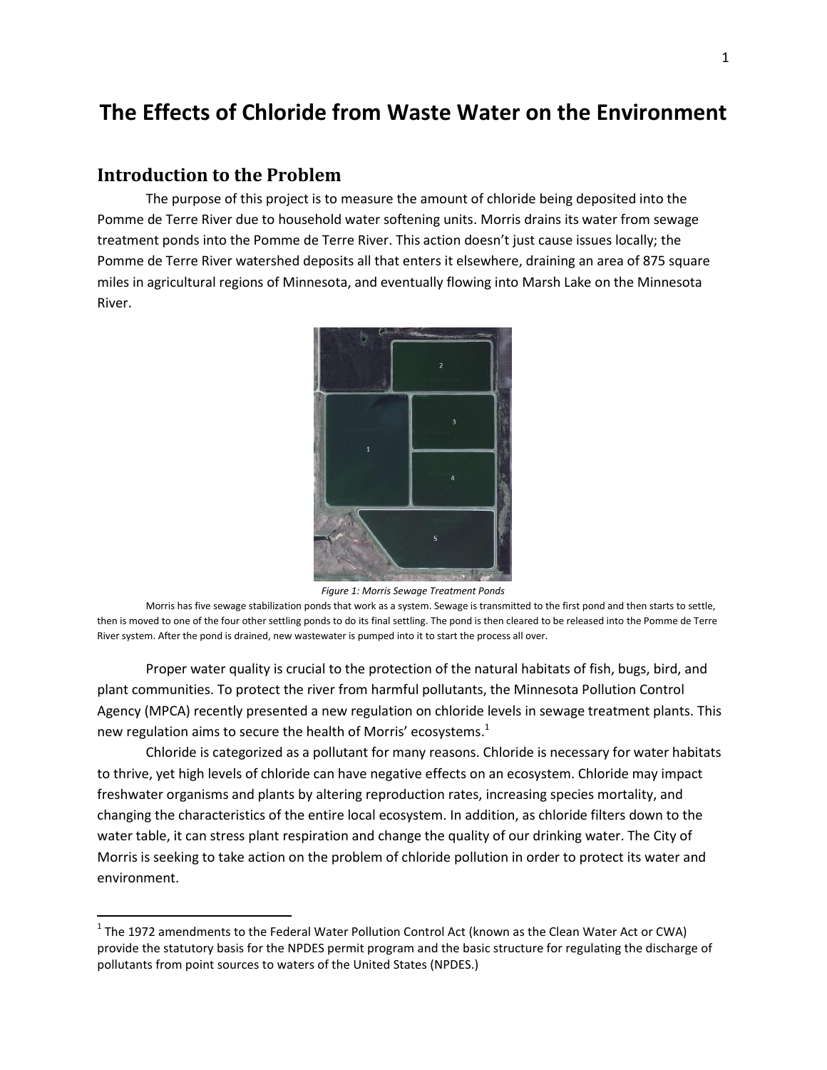# The Effects of Chloride from Waste Water on the Environment

## Introduction to the Problem

The purpose of this project is to measure the amount of chloride being deposited into the Pomme de Terre River due to household water softening units. Morris drains its water from sewage treatment ponds into the Pomme de Terre River. This action doesn't just cause issues locally; the Pomme de Terre River watershed deposits all that enters it elsewhere, draining an area of 875 square miles in agricultural regions of Minnesota, and eventually flowing into Marsh Lake on the Minnesota River.

*Figure 1: Morris Sewage Treatment Ponds*

Morris has five sewage stabilization ponds that work as a system. Sewage is transmitted to the first pond and then starts to settle, then is moved to one of the four other settling ponds to do its final settling. The pond is then cleared to be released into the Pomme de Terre River system. After the pond is drained, new wastewater is pumped into it to start the process all over.

Proper water quality is crucial to the protection of the natural habitats of fish, bugs, bird, and plant communities. To protect the river from harmful pollutants, the Minnesota Pollution Control Agency (MPCA) recently presented a new regulation on chloride levels in sewage treatment plants. This new regulation aims to secure the health of Morris' ecosystems.[1]

Chloride is categorized as a pollutant for many reasons. Chloride is necessary for water habitats to thrive, yet high levels of chloride can have negative effects on an ecosystem. Chloride may impact freshwater organisms and plants by altering reproduction rates, increasing species mortality, and changing the characteristics of the entire local ecosystem. In addition, as chloride filters down to the water table, it can stress plant respiration and change the quality of our drinking water. The City of Morris is seeking to take action on the problem of chloride pollution in order to protect its water and environment.

---

[1] The 1972 amendments to the Federal Water Pollution Control Act (known as the Clean Water Act or CWA) provide the statutory basis for the NPDES permit program and the basic structure for regulating the discharge of pollutants from point sources to waters of the United States (NPDES.)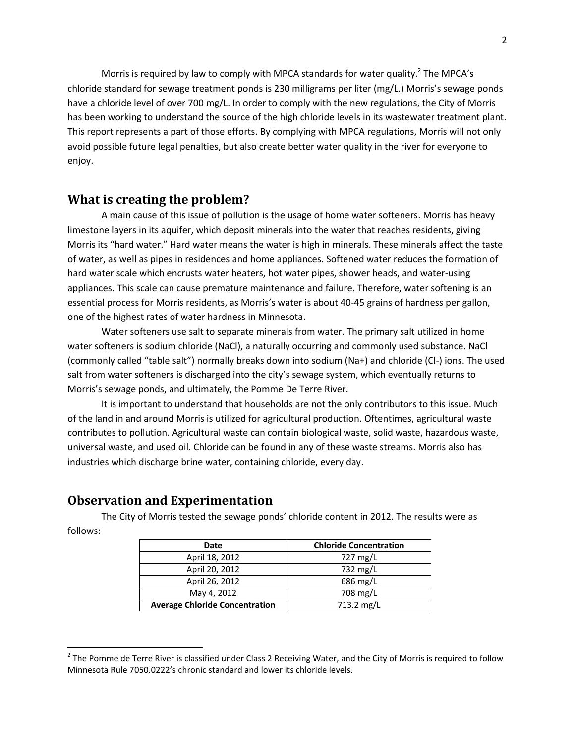Morris is required by law to comply with MPCA standards for water quality.[2] The MPCA's chloride standard for sewage treatment ponds is 230 milligrams per liter (mg/L.) Morris's sewage ponds have a chloride level of over 700 mg/L. In order to comply with the new regulations, the City of Morris has been working to understand the source of the high chloride levels in its wastewater treatment plant. This report represents a part of those efforts. By complying with MPCA regulations, Morris will not only avoid possible future legal penalties, but also create better water quality in the river for everyone to enjoy.

## What is creating the problem?

A main cause of this issue of pollution is the usage of home water softeners. Morris has heavy limestone layers in its aquifer, which deposit minerals into the water that reaches residents, giving Morris its "hard water." Hard water means the water is high in minerals. These minerals affect the taste of water, as well as pipes in residences and home appliances. Softened water reduces the formation of hard water scale which encrusts water heaters, hot water pipes, shower heads, and water-using appliances. This scale can cause premature maintenance and failure. Therefore, water softening is an essential process for Morris residents, as Morris's water is about 40-45 grains of hardness per gallon, one of the highest rates of water hardness in Minnesota.

Water softeners use salt to separate minerals from water. The primary salt utilized in home water softeners is sodium chloride ($NaCl$), a naturally occurring and commonly used substance. $NaCl$ (commonly called "table salt") normally breaks down into sodium ($Na^+$) and chloride ($Cl^-$) ions. The used salt from water softeners is discharged into the city's sewage system, which eventually returns to Morris's sewage ponds, and ultimately, the Pomme De Terre River.

It is important to understand that households are not the only contributors to this issue. Much of the land in and around Morris is utilized for agricultural production. Oftentimes, agricultural waste contributes to pollution. Agricultural waste can contain biological waste, solid waste, hazardous waste, universal waste, and used oil. Chloride can be found in any of these waste streams. Morris also has industries which discharge brine water, containing chloride, every day.

## Observation and Experimentation

The City of Morris tested the sewage ponds' chloride content in 2012. The results were as follows:

| Date | Chloride Concentration |
|---|---|
| April 18, 2012 | 727 mg/L |
| April 20, 2012 | 732 mg/L |
| April 26, 2012 | 686 mg/L |
| May 4, 2012 | 708 mg/L |
| **Average Chloride Concentration** | 713.2 mg/L |

[2] The Pomme de Terre River is classified under Class 2 Receiving Water, and the City of Morris is required to follow Minnesota Rule 7050.0222's chronic standard and lower its chloride levels.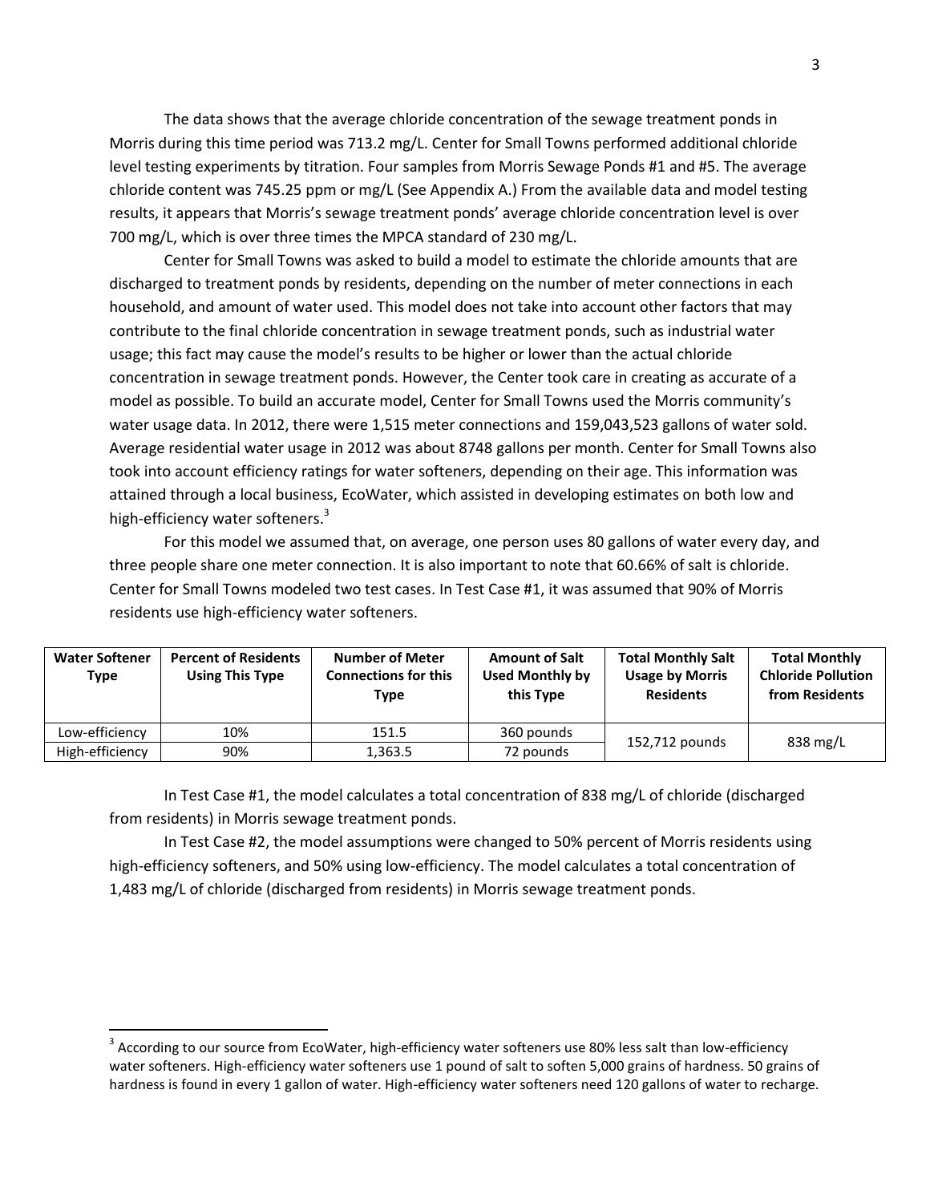The data shows that the average chloride concentration of the sewage treatment ponds in Morris during this time period was 713.2 mg/L. Center for Small Towns performed additional chloride level testing experiments by titration. Four samples from Morris Sewage Ponds #1 and #5. The average chloride content was 745.25 ppm or mg/L (See Appendix A.) From the available data and model testing results, it appears that Morris's sewage treatment ponds' average chloride concentration level is over 700 mg/L, which is over three times the MPCA standard of 230 mg/L.

Center for Small Towns was asked to build a model to estimate the chloride amounts that are discharged to treatment ponds by residents, depending on the number of meter connections in each household, and amount of water used. This model does not take into account other factors that may contribute to the final chloride concentration in sewage treatment ponds, such as industrial water usage; this fact may cause the model's results to be higher or lower than the actual chloride concentration in sewage treatment ponds. However, the Center took care in creating as accurate of a model as possible. To build an accurate model, Center for Small Towns used the Morris community's water usage data. In 2012, there were 1,515 meter connections and 159,043,523 gallons of water sold. Average residential water usage in 2012 was about 8748 gallons per month. Center for Small Towns also took into account efficiency ratings for water softeners, depending on their age. This information was attained through a local business, EcoWater, which assisted in developing estimates on both low and high-efficiency water softeners.[3]

For this model we assumed that, on average, one person uses 80 gallons of water every day, and three people share one meter connection. It is also important to note that 60.66% of salt is chloride. Center for Small Towns modeled two test cases. In Test Case #1, it was assumed that 90% of Morris residents use high-efficiency water softeners.

| Water Softener Type | Percent of Residents Using This Type | Number of Meter Connections for this Type | Amount of Salt Used Monthly by this Type | Total Monthly Salt Usage by Morris Residents | Total Monthly Chloride Pollution from Residents |
|---|---|---|---|---|---|
| Low-efficiency | 10% | 151.5 | 360 pounds | 152,712 pounds | 838 mg/L |
| High-efficiency | 90% | 1,363.5 | 72 pounds | | |

In Test Case #1, the model calculates a total concentration of 838 mg/L of chloride (discharged from residents) in Morris sewage treatment ponds.

In Test Case #2, the model assumptions were changed to 50% percent of Morris residents using high-efficiency softeners, and 50% using low-efficiency. The model calculates a total concentration of 1,483 mg/L of chloride (discharged from residents) in Morris sewage treatment ponds.

[3] According to our source from EcoWater, high-efficiency water softeners use 80% less salt than low-efficiency water softeners. High-efficiency water softeners use 1 pound of salt to soften 5,000 grains of hardness. 50 grains of hardness is found in every 1 gallon of water. High-efficiency water softeners need 120 gallons of water to recharge.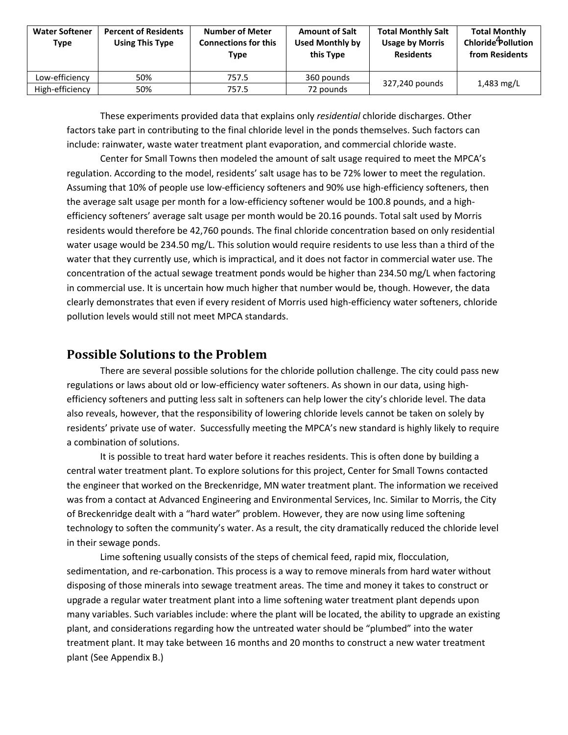| Water Softener Type | Percent of Residents Using This Type | Number of Meter Connections for this Type | Amount of Salt Used Monthly by this Type | Total Monthly Salt Usage by Morris Residents | Total Monthly Chloride Pollution from Residents |
|---|---|---|---|---|---|
| Low-efficiency | 50% | 757.5 | 360 pounds | 327,240 pounds | 1,483 mg/L |
| High-efficiency | 50% | 757.5 | 72 pounds | | |

These experiments provided data that explains only *residential* chloride discharges. Other factors take part in contributing to the final chloride level in the ponds themselves. Such factors can include: rainwater, waste water treatment plant evaporation, and commercial chloride waste.

Center for Small Towns then modeled the amount of salt usage required to meet the MPCA's regulation. According to the model, residents' salt usage has to be 72% lower to meet the regulation. Assuming that 10% of people use low-efficiency softeners and 90% use high-efficiency softeners, then the average salt usage per month for a low-efficiency softener would be 100.8 pounds, and a high-efficiency softeners' average salt usage per month would be 20.16 pounds. Total salt used by Morris residents would therefore be 42,760 pounds. The final chloride concentration based on only residential water usage would be 234.50 mg/L. This solution would require residents to use less than a third of the water that they currently use, which is impractical, and it does not factor in commercial water use. The concentration of the actual sewage treatment ponds would be higher than 234.50 mg/L when factoring in commercial use. It is uncertain how much higher that number would be, though. However, the data clearly demonstrates that even if every resident of Morris used high-efficiency water softeners, chloride pollution levels would still not meet MPCA standards.

## Possible Solutions to the Problem

There are several possible solutions for the chloride pollution challenge. The city could pass new regulations or laws about old or low-efficiency water softeners. As shown in our data, using high-efficiency softeners and putting less salt in softeners can help lower the city's chloride level. The data also reveals, however, that the responsibility of lowering chloride levels cannot be taken on solely by residents' private use of water. Successfully meeting the MPCA's new standard is highly likely to require a combination of solutions.

It is possible to treat hard water before it reaches residents. This is often done by building a central water treatment plant. To explore solutions for this project, Center for Small Towns contacted the engineer that worked on the Breckenridge, MN water treatment plant. The information we received was from a contact at Advanced Engineering and Environmental Services, Inc. Similar to Morris, the City of Breckenridge dealt with a "hard water" problem. However, they are now using lime softening technology to soften the community's water. As a result, the city dramatically reduced the chloride level in their sewage ponds.

Lime softening usually consists of the steps of chemical feed, rapid mix, flocculation, sedimentation, and re-carbonation. This process is a way to remove minerals from hard water without disposing of those minerals into sewage treatment areas. The time and money it takes to construct or upgrade a regular water treatment plant into a lime softening water treatment plant depends upon many variables. Such variables include: where the plant will be located, the ability to upgrade an existing plant, and considerations regarding how the untreated water should be "plumbed" into the water treatment plant. It may take between 16 months and 20 months to construct a new water treatment plant (See Appendix B.)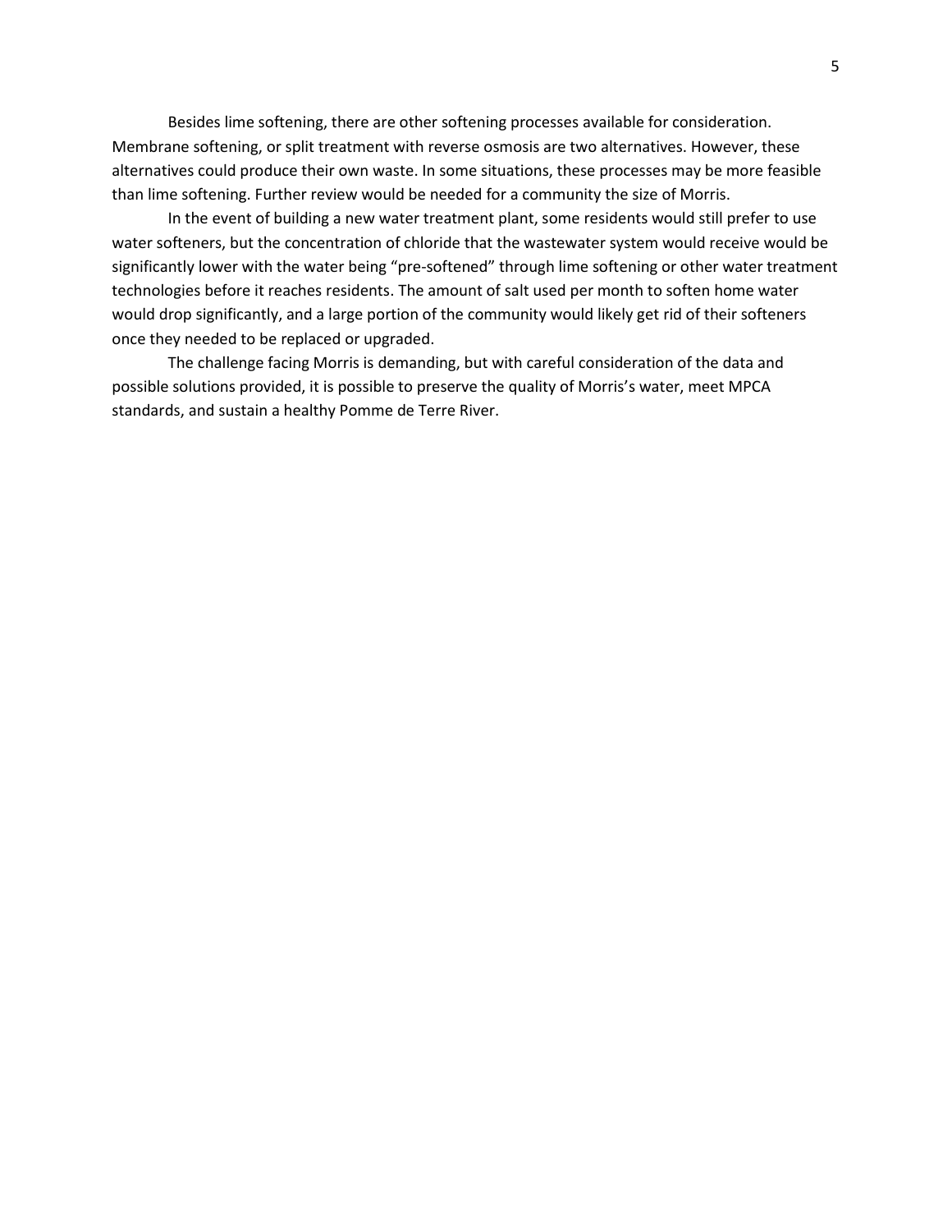Besides lime softening, there are other softening processes available for consideration. Membrane softening, or split treatment with reverse osmosis are two alternatives. However, these alternatives could produce their own waste. In some situations, these processes may be more feasible than lime softening. Further review would be needed for a community the size of Morris.

In the event of building a new water treatment plant, some residents would still prefer to use water softeners, but the concentration of chloride that the wastewater system would receive would be significantly lower with the water being "pre-softened" through lime softening or other water treatment technologies before it reaches residents. The amount of salt used per month to soften home water would drop significantly, and a large portion of the community would likely get rid of their softeners once they needed to be replaced or upgraded.

The challenge facing Morris is demanding, but with careful consideration of the data and possible solutions provided, it is possible to preserve the quality of Morris's water, meet MPCA standards, and sustain a healthy Pomme de Terre River.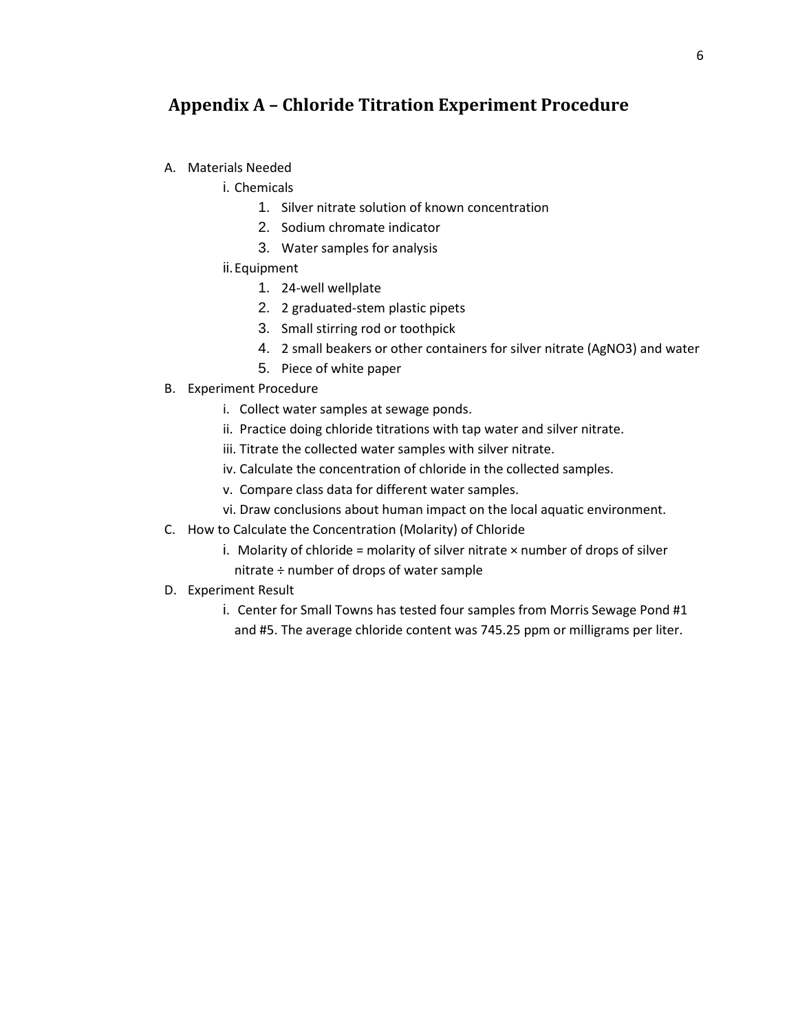## Appendix A – Chloride Titration Experiment Procedure

A. Materials Needed
   - i. Chemicals
     1. Silver nitrate solution of known concentration
     2. Sodium chromate indicator
     3. Water samples for analysis
   - ii. Equipment
     1. 24-well wellplate
     2. 2 graduated-stem plastic pipets
     3. Small stirring rod or toothpick
     4. 2 small beakers or other containers for silver nitrate ($AgNO_3$) and water
     5. Piece of white paper

B. Experiment Procedure
   - i. Collect water samples at sewage ponds.
   - ii. Practice doing chloride titrations with tap water and silver nitrate.
   - iii. Titrate the collected water samples with silver nitrate.
   - iv. Calculate the concentration of chloride in the collected samples.
   - v. Compare class data for different water samples.
   - vi. Draw conclusions about human impact on the local aquatic environment.

C. How to Calculate the Concentration (Molarity) of Chloride
   - i. Molarity of chloride = molarity of silver nitrate × number of drops of silver nitrate ÷ number of drops of water sample

D. Experiment Result
   - i. Center for Small Towns has tested four samples from Morris Sewage Pond #1 and #5. The average chloride content was 745.25 ppm or milligrams per liter.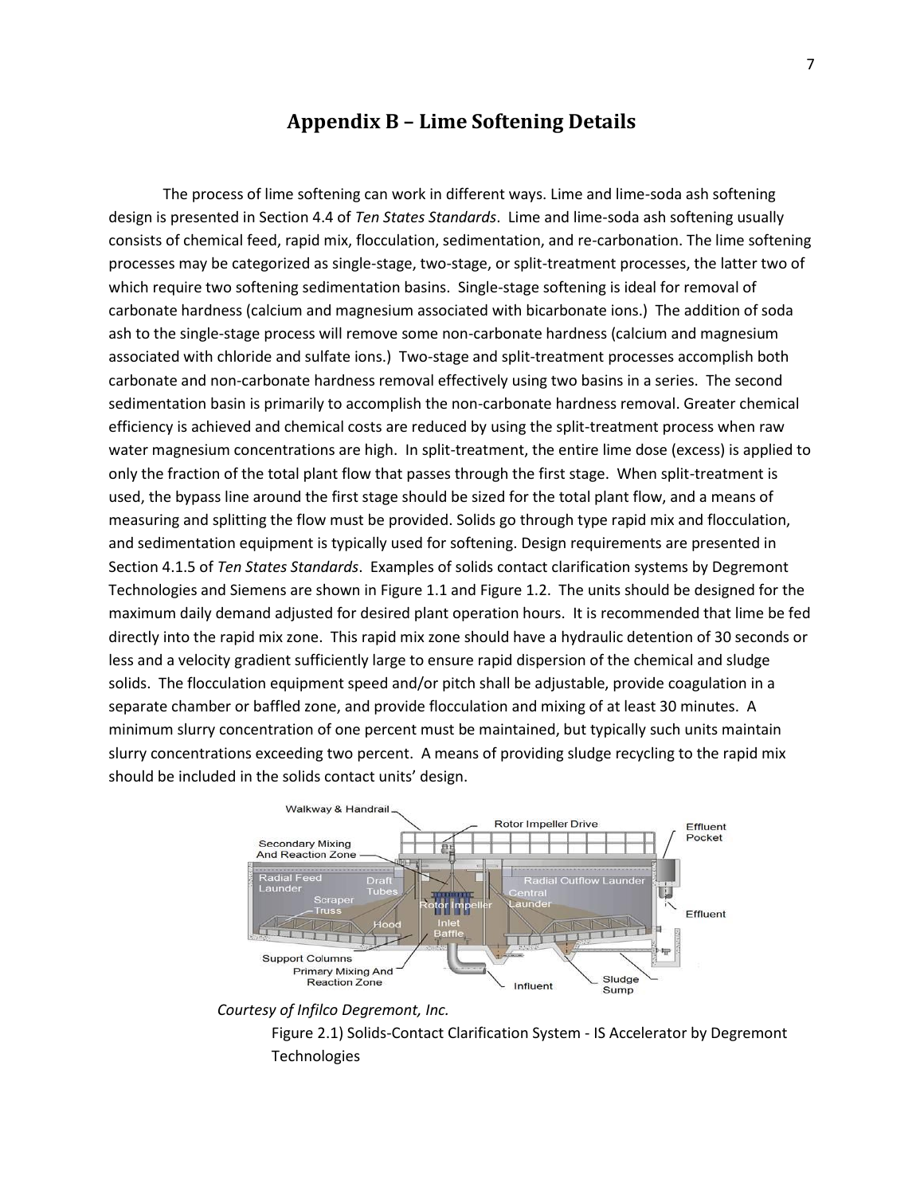# Appendix B – Lime Softening Details

The process of lime softening can work in different ways. Lime and lime-soda ash softening design is presented in Section 4.4 of *Ten States Standards*. Lime and lime-soda ash softening usually consists of chemical feed, rapid mix, flocculation, sedimentation, and re-carbonation. The lime softening processes may be categorized as single-stage, two-stage, or split-treatment processes, the latter two of which require two softening sedimentation basins. Single-stage softening is ideal for removal of carbonate hardness (calcium and magnesium associated with bicarbonate ions.) The addition of soda ash to the single-stage process will remove some non-carbonate hardness (calcium and magnesium associated with chloride and sulfate ions.) Two-stage and split-treatment processes accomplish both carbonate and non-carbonate hardness removal effectively using two basins in a series. The second sedimentation basin is primarily to accomplish the non-carbonate hardness removal. Greater chemical efficiency is achieved and chemical costs are reduced by using the split-treatment process when raw water magnesium concentrations are high. In split-treatment, the entire lime dose (excess) is applied to only the fraction of the total plant flow that passes through the first stage. When split-treatment is used, the bypass line around the first stage should be sized for the total plant flow, and a means of measuring and splitting the flow must be provided. Solids go through type rapid mix and flocculation, and sedimentation equipment is typically used for softening. Design requirements are presented in Section 4.1.5 of *Ten States Standards*. Examples of solids contact clarification systems by Degremont Technologies and Siemens are shown in Figure 1.1 and Figure 1.2. The units should be designed for the maximum daily demand adjusted for desired plant operation hours. It is recommended that lime be fed directly into the rapid mix zone. This rapid mix zone should have a hydraulic detention of 30 seconds or less and a velocity gradient sufficiently large to ensure rapid dispersion of the chemical and sludge solids. The flocculation equipment speed and/or pitch shall be adjustable, provide coagulation in a separate chamber or baffled zone, and provide flocculation and mixing of at least 30 minutes. A minimum slurry concentration of one percent must be maintained, but typically such units maintain slurry concentrations exceeding two percent. A means of providing sludge recycling to the rapid mix should be included in the solids contact units' design.

*Courtesy of Infilco Degremont, Inc.*

Figure 2.1) Solids-Contact Clarification System - IS Accelerator by Degremont Technologies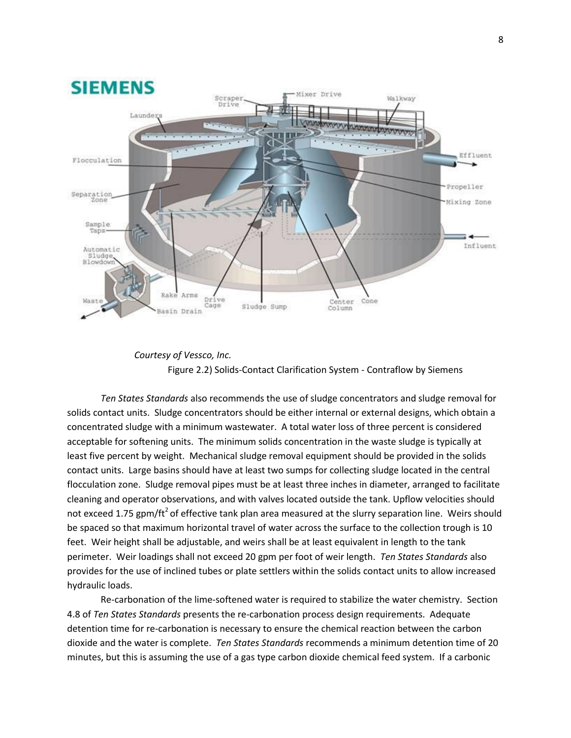*Courtesy of Vessco, Inc.*

Figure 2.2) Solids-Contact Clarification System - Contraflow by Siemens

*Ten States Standards* also recommends the use of sludge concentrators and sludge removal for solids contact units. Sludge concentrators should be either internal or external designs, which obtain a concentrated sludge with a minimum wastewater. A total water loss of three percent is considered acceptable for softening units. The minimum solids concentration in the waste sludge is typically at least five percent by weight. Mechanical sludge removal equipment should be provided in the solids contact units. Large basins should have at least two sumps for collecting sludge located in the central flocculation zone. Sludge removal pipes must be at least three inches in diameter, arranged to facilitate cleaning and operator observations, and with valves located outside the tank. Upflow velocities should not exceed 1.75 gpm/ft$^2$ of effective tank plan area measured at the slurry separation line. Weirs should be spaced so that maximum horizontal travel of water across the surface to the collection trough is 10 feet. Weir height shall be adjustable, and weirs shall be at least equivalent in length to the tank perimeter. Weir loadings shall not exceed 20 gpm per foot of weir length. *Ten States Standards* also provides for the use of inclined tubes or plate settlers within the solids contact units to allow increased hydraulic loads.

Re-carbonation of the lime-softened water is required to stabilize the water chemistry. Section 4.8 of *Ten States Standards* presents the re-carbonation process design requirements. Adequate detention time for re-carbonation is necessary to ensure the chemical reaction between the carbon dioxide and the water is complete. *Ten States Standards* recommends a minimum detention time of 20 minutes, but this is assuming the use of a gas type carbon dioxide chemical feed system. If a carbonic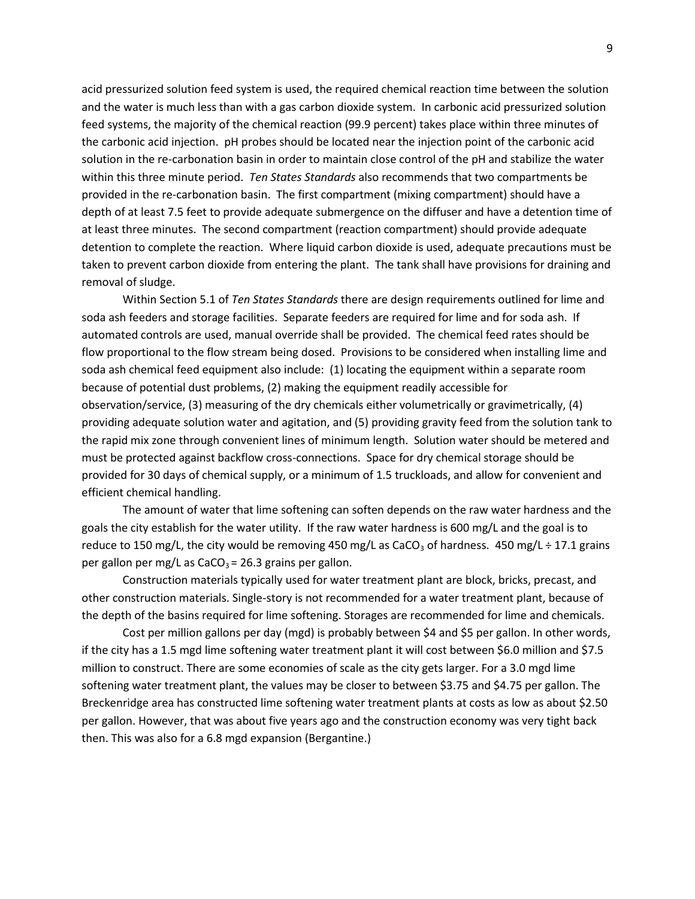acid pressurized solution feed system is used, the required chemical reaction time between the solution and the water is much less than with a gas carbon dioxide system. In carbonic acid pressurized solution feed systems, the majority of the chemical reaction (99.9 percent) takes place within three minutes of the carbonic acid injection. pH probes should be located near the injection point of the carbonic acid solution in the re-carbonation basin in order to maintain close control of the pH and stabilize the water within this three minute period. *Ten States Standards* also recommends that two compartments be provided in the re-carbonation basin. The first compartment (mixing compartment) should have a depth of at least 7.5 feet to provide adequate submergence on the diffuser and have a detention time of at least three minutes. The second compartment (reaction compartment) should provide adequate detention to complete the reaction. Where liquid carbon dioxide is used, adequate precautions must be taken to prevent carbon dioxide from entering the plant. The tank shall have provisions for draining and removal of sludge.

Within Section 5.1 of *Ten States Standards* there are design requirements outlined for lime and soda ash feeders and storage facilities. Separate feeders are required for lime and for soda ash. If automated controls are used, manual override shall be provided. The chemical feed rates should be flow proportional to the flow stream being dosed. Provisions to be considered when installing lime and soda ash chemical feed equipment also include: (1) locating the equipment within a separate room because of potential dust problems, (2) making the equipment readily accessible for observation/service, (3) measuring of the dry chemicals either volumetrically or gravimetrically, (4) providing adequate solution water and agitation, and (5) providing gravity feed from the solution tank to the rapid mix zone through convenient lines of minimum length. Solution water should be metered and must be protected against backflow cross-connections. Space for dry chemical storage should be provided for 30 days of chemical supply, or a minimum of 1.5 truckloads, and allow for convenient and efficient chemical handling.

The amount of water that lime softening can soften depends on the raw water hardness and the goals the city establish for the water utility. If the raw water hardness is 600 mg/L and the goal is to reduce to 150 mg/L, the city would be removing 450 mg/L as $CaCO_3$ of hardness. 450 mg/L ÷ 17.1 grains per gallon per mg/L as $CaCO_3$ = 26.3 grains per gallon.

Construction materials typically used for water treatment plant are block, bricks, precast, and other construction materials. Single-story is not recommended for a water treatment plant, because of the depth of the basins required for lime softening. Storages are recommended for lime and chemicals.

Cost per million gallons per day (mgd) is probably between $4 and $5 per gallon. In other words, if the city has a 1.5 mgd lime softening water treatment plant it will cost between $6.0 million and $7.5 million to construct. There are some economies of scale as the city gets larger. For a 3.0 mgd lime softening water treatment plant, the values may be closer to between $3.75 and $4.75 per gallon. The Breckenridge area has constructed lime softening water treatment plants at costs as low as about $2.50 per gallon. However, that was about five years ago and the construction economy was very tight back then. This was also for a 6.8 mgd expansion (Bergantine.)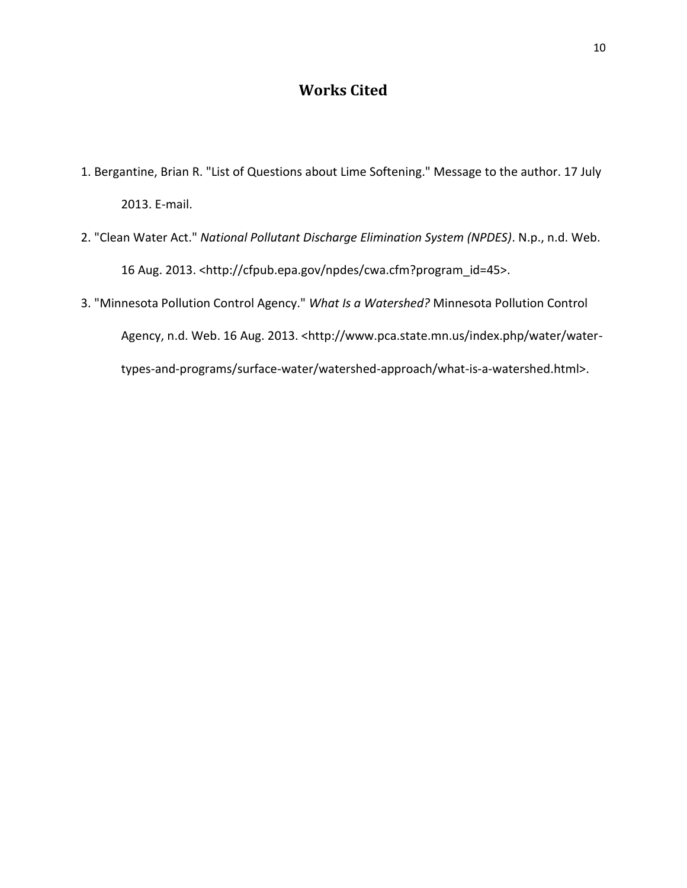# Works Cited

1. Bergantine, Brian R. "List of Questions about Lime Softening." Message to the author. 17 July 2013. E-mail.
2. "Clean Water Act." *National Pollutant Discharge Elimination System (NPDES)*. N.p., n.d. Web. 16 Aug. 2013. <http://cfpub.epa.gov/npdes/cwa.cfm?program_id=45>.
3. "Minnesota Pollution Control Agency." *What Is a Watershed?* Minnesota Pollution Control Agency, n.d. Web. 16 Aug. 2013. <http://www.pca.state.mn.us/index.php/water/water-types-and-programs/surface-water/watershed-approach/what-is-a-watershed.html>.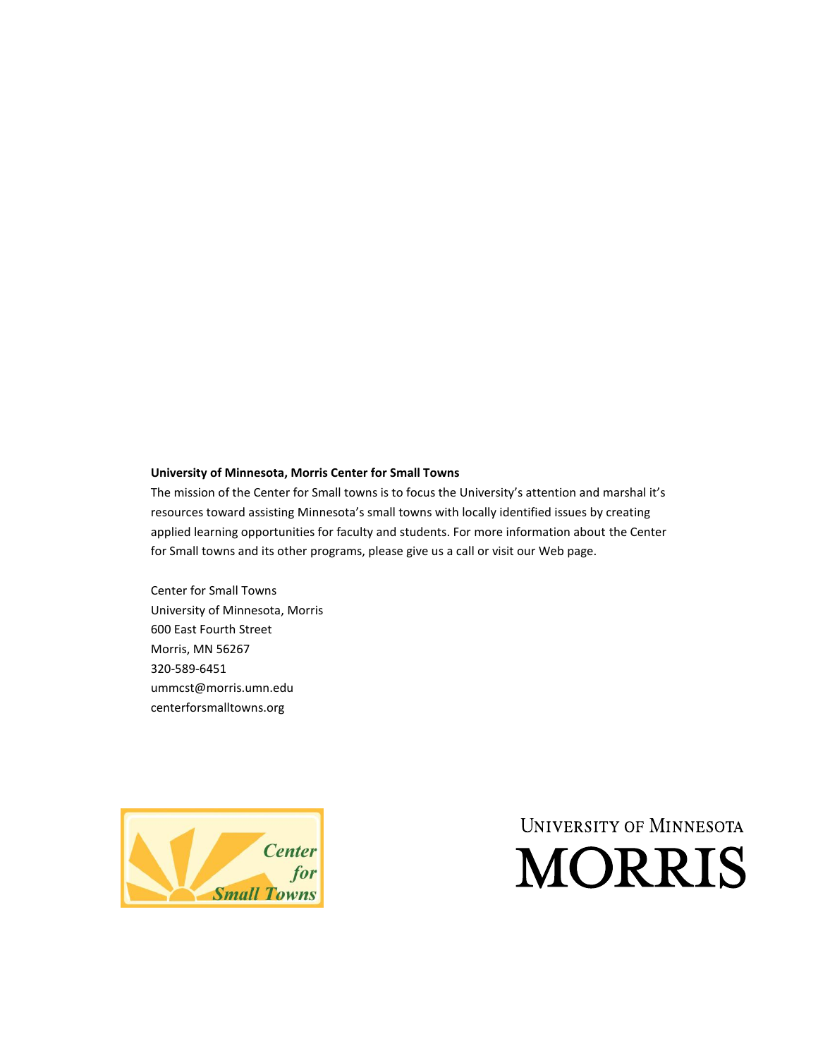**University of Minnesota, Morris Center for Small Towns**

The mission of the Center for Small towns is to focus the University's attention and marshal it's resources toward assisting Minnesota's small towns with locally identified issues by creating applied learning opportunities for faculty and students. For more information about the Center for Small towns and its other programs, please give us a call or visit our Web page.

Center for Small Towns
University of Minnesota, Morris
600 East Fourth Street
Morris, MN 56267
320-589-6451
ummcst@morris.umn.edu
centerforsmalltowns.org

Center for Small Towns

University of Minnesota
MORRIS